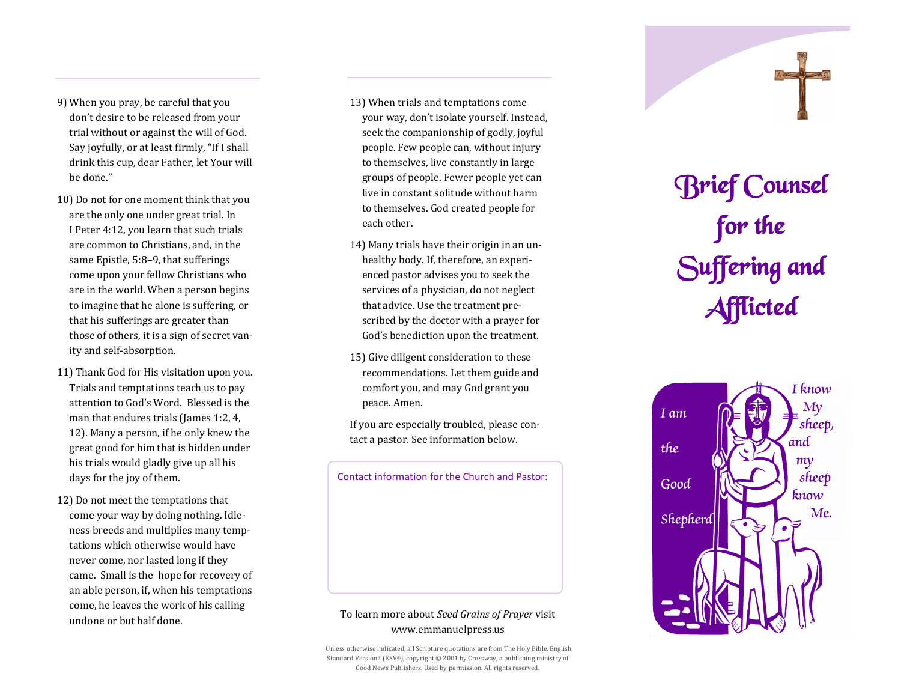9) When you pray, be careful that you don't desire to be released from your trial without or against the will of God. Say joyfully, or at least firmly, "If I shall drink this cup, dear Father, let Your will be done."

10) Do not for one moment think that you are the only one under great trial. In I Peter 4:12, you learn that such trials are common to Christians, and, in the same Epistle, 5:8–9, that sufferings come upon your fellow Christians who are in the world. When a person begins to imagine that he alone is suffering, or that his sufferings are greater than those of others, it is a sign of secret vanity and self-absorption.

11) Thank God for His visitation upon you. Trials and temptations teach us to pay attention to God's Word. Blessed is the man that endures trials (James 1:2, 4, 12). Many a person, if he only knew the great good for him that is hidden under his trials would gladly give up all his days for the joy of them.

12) Do not meet the temptations that come your way by doing nothing. Idleness breeds and multiplies many temptations which otherwise would have never come, nor lasted long if they came. Small is the hope for recovery of an able person, if, when his temptations come, he leaves the work of his calling undone or but half done.

13) When trials and temptations come your way, don't isolate yourself. Instead, seek the companionship of godly, joyful people. Few people can, without injury to themselves, live constantly in large groups of people. Fewer people yet can live in constant solitude without harm to themselves. God created people for each other.

14) Many trials have their origin in an unhealthy body. If, therefore, an experienced pastor advises you to seek the services of a physician, do not neglect that advice. Use the treatment prescribed by the doctor with a prayer for God's benediction upon the treatment.

15) Give diligent consideration to these recommendations. Let them guide and comfort you, and may God grant you peace. Amen.

If you are especially troubled, please contact a pastor. See information below.

Contact information for the Church and Pastor:

To learn more about *Seed Grains of Prayer* visit www.emmanuelpress.us

Unless otherwise indicated, all Scripture quotations are from The Holy Bible, English Standard Version® (ESV®), copyright © 2001 by Crossway, a publishing ministry of Good News Publishers. Used by permission. All rights reserved.

# Brief Counsel for the Suffering and Afflicted

I am the Good Shepherd

I know My sheep, and my sheep know Me.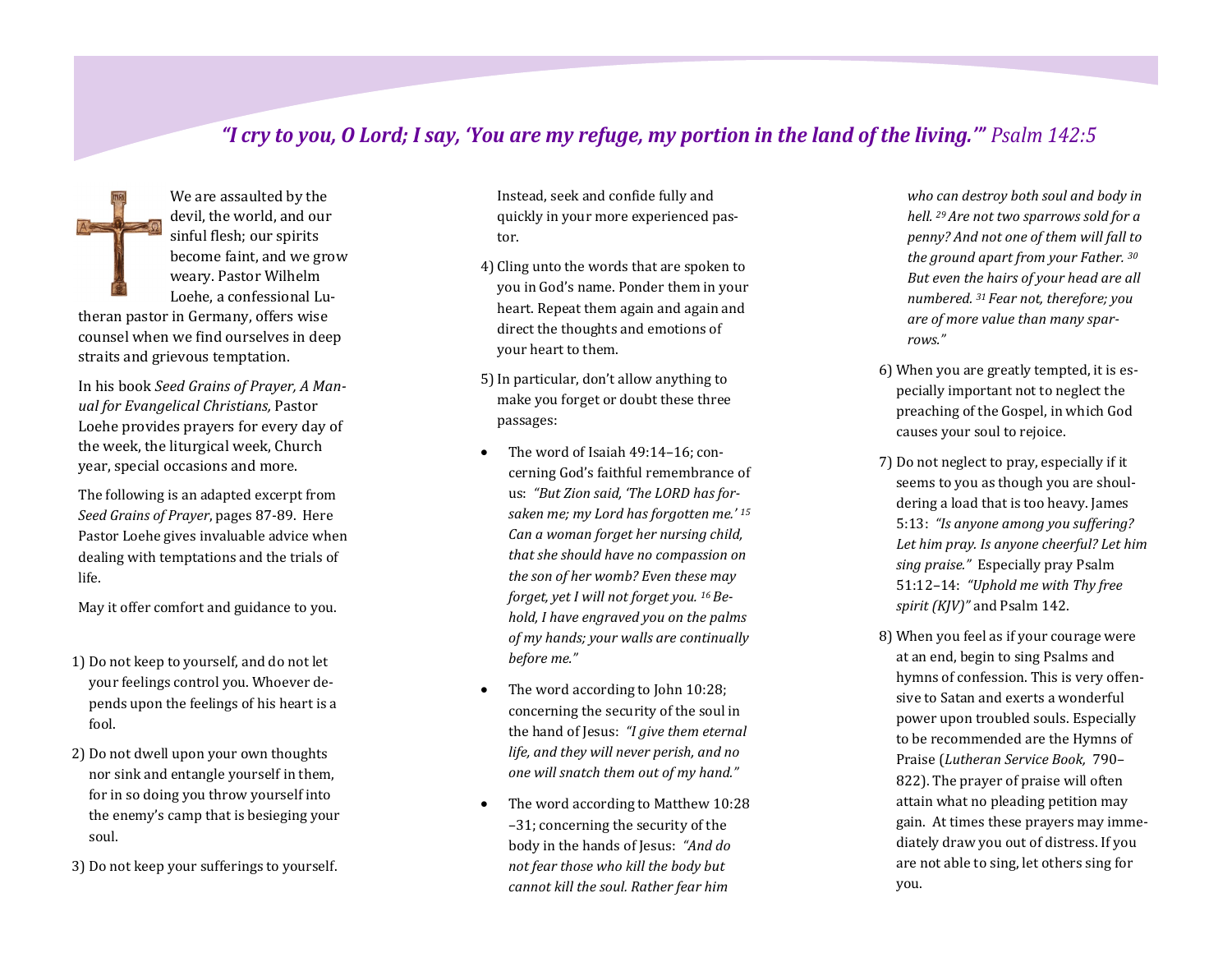*"I cry to you, O Lord; I say, 'You are my refuge, my portion in the land of the living.'"* Psalm 142:5

We are assaulted by the devil, the world, and our sinful flesh; our spirits become faint, and we grow weary. Pastor Wilhelm Loehe, a confessional Lutheran pastor in Germany, offers wise counsel when we find ourselves in deep straits and grievous temptation.

In his book *Seed Grains of Prayer, A Manual for Evangelical Christians,* Pastor Loehe provides prayers for every day of the week, the liturgical week, Church year, special occasions and more.

The following is an adapted excerpt from *Seed Grains of Prayer*, pages 87-89. Here Pastor Loehe gives invaluable advice when dealing with temptations and the trials of life.

May it offer comfort and guidance to you.

1) Do not keep to yourself, and do not let your feelings control you. Whoever depends upon the feelings of his heart is a fool.
2) Do not dwell upon your own thoughts nor sink and entangle yourself in them, for in so doing you throw yourself into the enemy's camp that is besieging your soul.
3) Do not keep your sufferings to yourself. Instead, seek and confide fully and quickly in your more experienced pastor.
4) Cling unto the words that are spoken to you in God's name. Ponder them in your heart. Repeat them again and again and direct the thoughts and emotions of your heart to them.
5) In particular, don't allow anything to make you forget or doubt these three passages:

- The word of Isaiah 49:14–16; concerning God's faithful remembrance of us: *"But Zion said, 'The LORD has forsaken me; my Lord has forgotten me.' [15] Can a woman forget her nursing child, that she should have no compassion on the son of her womb? Even these may forget, yet I will not forget you. [16] Behold, I have engraved you on the palms of my hands; your walls are continually before me."*
- The word according to John 10:28; concerning the security of the soul in the hand of Jesus: *"I give them eternal life, and they will never perish, and no one will snatch them out of my hand."*
- The word according to Matthew 10:28–31; concerning the security of the body in the hands of Jesus: *"And do not fear those who kill the body but cannot kill the soul. Rather fear him who can destroy both soul and body in hell. [29] Are not two sparrows sold for a penny? And not one of them will fall to the ground apart from your Father. [30] But even the hairs of your head are all numbered. [31] Fear not, therefore; you are of more value than many sparrows."*

6) When you are greatly tempted, it is especially important not to neglect the preaching of the Gospel, in which God causes your soul to rejoice.
7) Do not neglect to pray, especially if it seems to you as though you are shouldering a load that is too heavy. James 5:13: *"Is anyone among you suffering? Let him pray. Is anyone cheerful? Let him sing praise."* Especially pray Psalm 51:12–14: *"Uphold me with Thy free spirit (KJV)"* and Psalm 142.
8) When you feel as if your courage were at an end, begin to sing Psalms and hymns of confession. This is very offensive to Satan and exerts a wonderful power upon troubled souls. Especially to be recommended are the Hymns of Praise (*Lutheran Service Book,* 790–822). The prayer of praise will often attain what no pleading petition may gain. At times these prayers may immediately draw you out of distress. If you are not able to sing, let others sing for you.